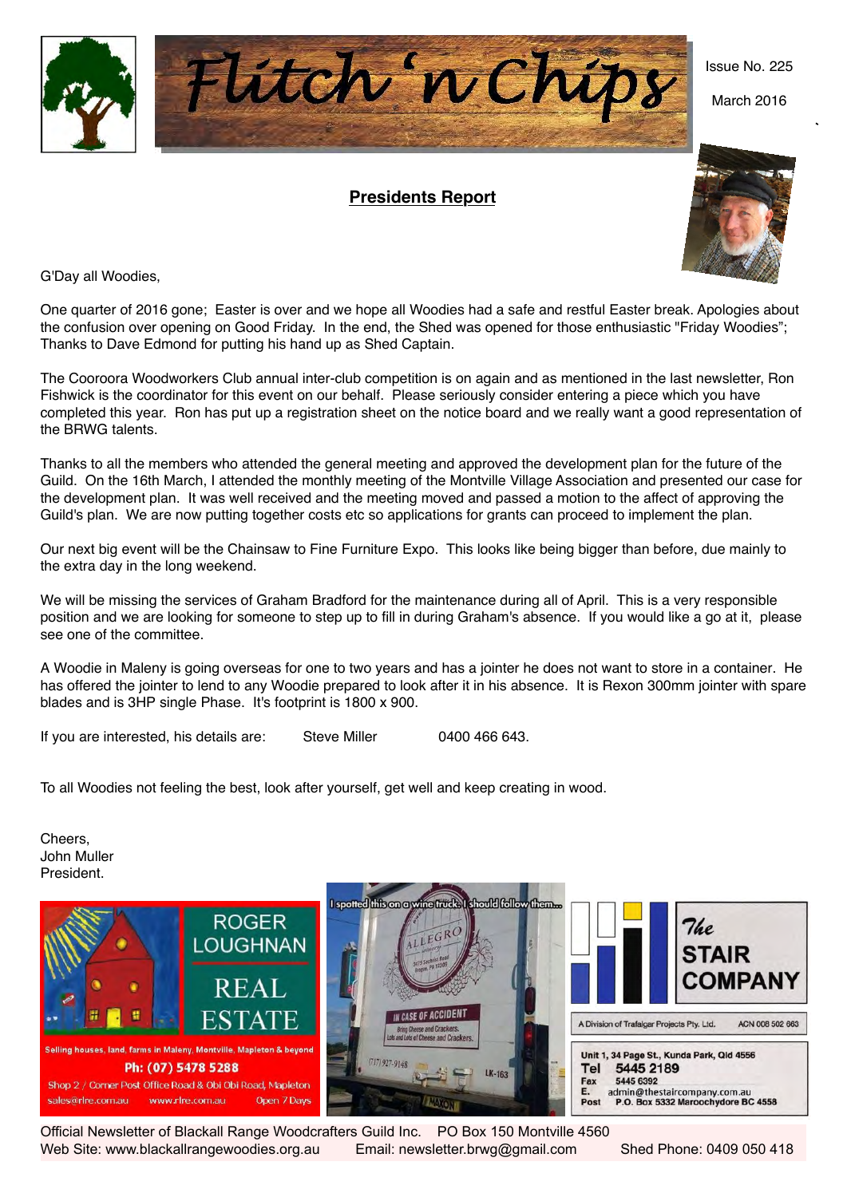# Flitch 'n Chips

Issue No. 225

March 2016

## Presidents Report

G'Day all Woodies,

One quarter of 2016 gone; Easter is over and we hope all Woodies had a safe and restful Easter break. Apologies about the confusion over opening on Good Friday. In the end, the Shed was opened for those enthusiastic "Friday Woodies"; Thanks to Dave Edmond for putting his hand up as Shed Captain.

The Cooroora Woodworkers Club annual inter-club competition is on again and as mentioned in the last newsletter, Ron Fishwick is the coordinator for this event on our behalf. Please seriously consider entering a piece which you have completed this year. Ron has put up a registration sheet on the notice board and we really want a good representation of the BRWG talents.

Thanks to all the members who attended the general meeting and approved the development plan for the future of the Guild. On the 16th March, I attended the monthly meeting of the Montville Village Association and presented our case for the development plan. It was well received and the meeting moved and passed a motion to the affect of approving the Guild's plan. We are now putting together costs etc so applications for grants can proceed to implement the plan.

Our next big event will be the Chainsaw to Fine Furniture Expo. This looks like being bigger than before, due mainly to the extra day in the long weekend.

We will be missing the services of Graham Bradford for the maintenance during all of April. This is a very responsible position and we are looking for someone to step up to fill in during Graham's absence. If you would like a go at it, please see one of the committee.

A Woodie in Maleny is going overseas for one to two years and has a jointer he does not want to store in a container. He has offered the jointer to lend to any Woodie prepared to look after it in his absence. It is Rexon 300mm jointer with spare blades and is 3HP single Phase. It's footprint is 1800 x 900.

If you are interested, his details are: Steve Miller 0400 466 643.

To all Woodies not feeling the best, look after yourself, get well and keep creating in wood.

Cheers,
John Muller
President.

ROGER LOUGHNAN REAL ESTATE
Selling houses, land, farms in Maleny, Montville, Mapleton & beyond
Ph: (07) 5478 5288
Shop 2 / Corner Post Office Road & Obi Obi Road, Mapleton
sales@rlre.com.au www.rlre.com.au Open 7 Days

I spotted this on a wine truck. I should follow them...

The STAIR COMPANY
A Division of Trafalgar Projects Pty. Ltd. ACN 008 502 663
Unit 1, 34 Page St., Kunda Park, Qld 4556
Tel 5445 2189
Fax 5445 6392
E. admin@thestaircompany.com.au
Post P.O. Box 5332 Maroochydore BC 4558

Official Newsletter of Blackall Range Woodcrafters Guild Inc. PO Box 150 Montville 4560
Web Site: www.blackallrangewoodies.org.au Email: newsletter.brwg@gmail.com Shed Phone: 0409 050 418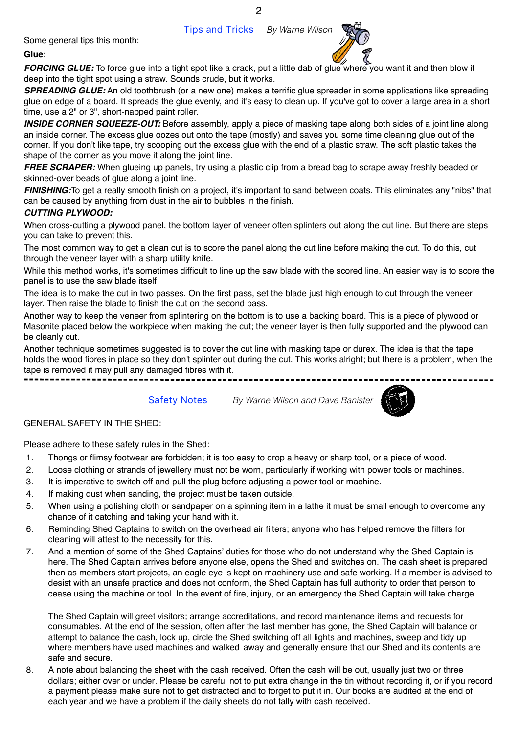## Tips and Tricks

*By Warne Wilson*

Some general tips this month:

**Glue:**

***FORCING GLUE:*** To force glue into a tight spot like a crack, put a little dab of glue where you want it and then blow it deep into the tight spot using a straw. Sounds crude, but it works.

***SPREADING GLUE:*** An old toothbrush (or a new one) makes a terrific glue spreader in some applications like spreading glue on edge of a board. It spreads the glue evenly, and it's easy to clean up. If you've got to cover a large area in a short time, use a 2" or 3", short-napped paint roller.

***INSIDE CORNER SQUEEZE-OUT:*** Before assembly, apply a piece of masking tape along both sides of a joint line along an inside corner. The excess glue oozes out onto the tape (mostly) and saves you some time cleaning glue out of the corner. If you don't like tape, try scooping out the excess glue with the end of a plastic straw. The soft plastic takes the shape of the corner as you move it along the joint line.

***FREE SCRAPER:*** When glueing up panels, try using a plastic clip from a bread bag to scrape away freshly beaded or skinned-over beads of glue along a joint line.

***FINISHING:***To get a really smooth finish on a project, it's important to sand between coats. This eliminates any "nibs" that can be caused by anything from dust in the air to bubbles in the finish.

***CUTTING PLYWOOD:***

When cross-cutting a plywood panel, the bottom layer of veneer often splinters out along the cut line. But there are steps you can take to prevent this.

The most common way to get a clean cut is to score the panel along the cut line before making the cut. To do this, cut through the veneer layer with a sharp utility knife.

While this method works, it's sometimes difficult to line up the saw blade with the scored line. An easier way is to score the panel is to use the saw blade itself!

The idea is to make the cut in two passes. On the first pass, set the blade just high enough to cut through the veneer layer. Then raise the blade to finish the cut on the second pass.

Another way to keep the veneer from splintering on the bottom is to use a backing board. This is a piece of plywood or Masonite placed below the workpiece when making the cut; the veneer layer is then fully supported and the plywood can be cleanly cut.

Another technique sometimes suggested is to cover the cut line with masking tape or durex. The idea is that the tape holds the wood fibres in place so they don't splinter out during the cut. This works alright; but there is a problem, when the tape is removed it may pull any damaged fibres with it.

---

## Safety Notes

*By Warne Wilson and Dave Banister*

GENERAL SAFETY IN THE SHED:

Please adhere to these safety rules in the Shed:

1. Thongs or flimsy footwear are forbidden; it is too easy to drop a heavy or sharp tool, or a piece of wood.
2. Loose clothing or strands of jewellery must not be worn, particularly if working with power tools or machines.
3. It is imperative to switch off and pull the plug before adjusting a power tool or machine.
4. If making dust when sanding, the project must be taken outside.
5. When using a polishing cloth or sandpaper on a spinning item in a lathe it must be small enough to overcome any chance of it catching and taking your hand with it.
6. Reminding Shed Captains to switch on the overhead air filters; anyone who has helped remove the filters for cleaning will attest to the necessity for this.
7. And a mention of some of the Shed Captains' duties for those who do not understand why the Shed Captain is here. The Shed Captain arrives before anyone else, opens the Shed and switches on. The cash sheet is prepared then as members start projects, an eagle eye is kept on machinery use and safe working. If a member is advised to desist with an unsafe practice and does not conform, the Shed Captain has full authority to order that person to cease using the machine or tool. In the event of fire, injury, or an emergency the Shed Captain will take charge.

   The Shed Captain will greet visitors; arrange accreditations, and record maintenance items and requests for consumables. At the end of the session, often after the last member has gone, the Shed Captain will balance or attempt to balance the cash, lock up, circle the Shed switching off all lights and machines, sweep and tidy up where members have used machines and walked away and generally ensure that our Shed and its contents are safe and secure.
8. A note about balancing the sheet with the cash received. Often the cash will be out, usually just two or three dollars; either over or under. Please be careful not to put extra change in the tin without recording it, or if you record a payment please make sure not to get distracted and to forget to put it in. Our books are audited at the end of each year and we have a problem if the daily sheets do not tally with cash received.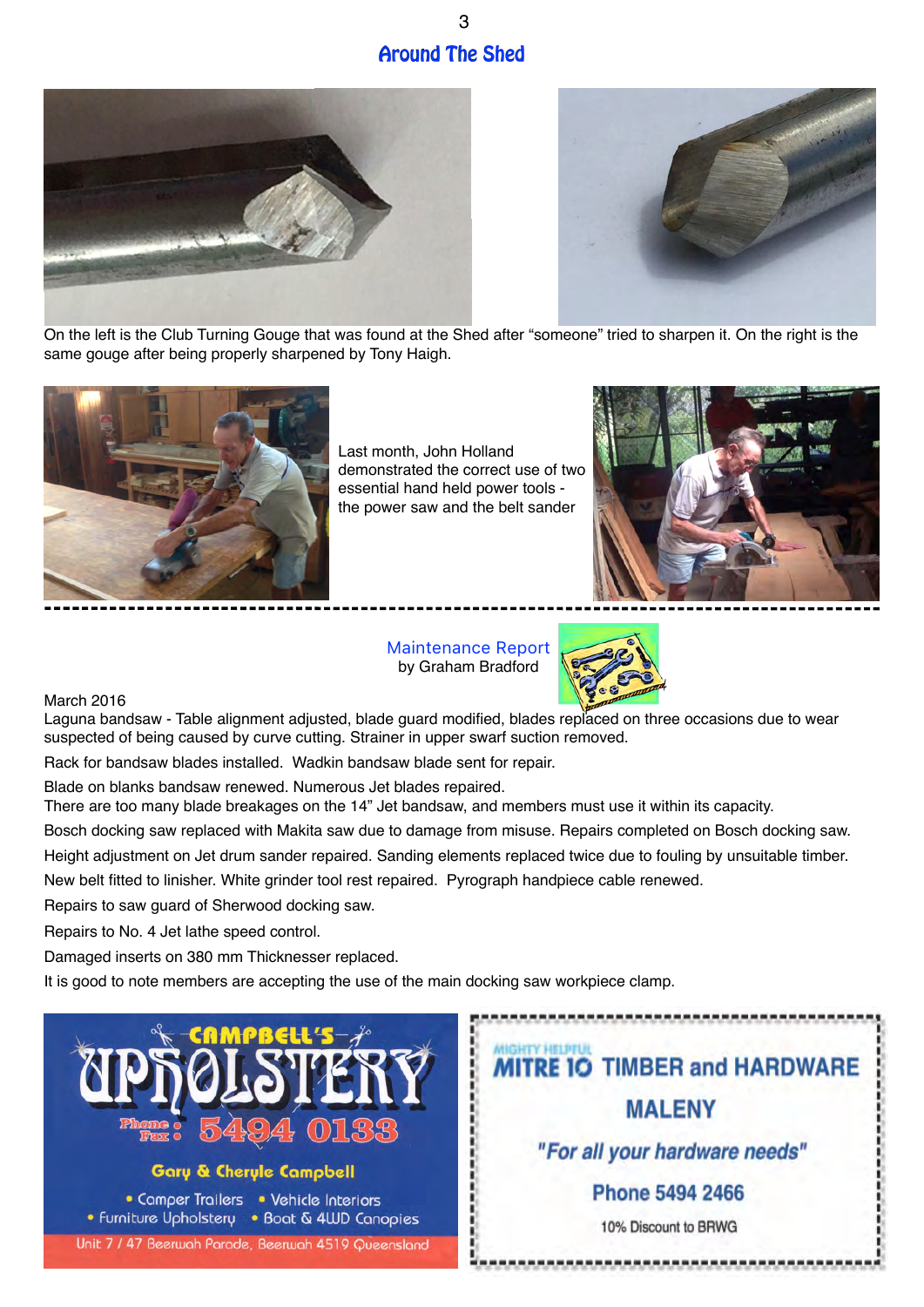## Around The Shed

On the left is the Club Turning Gouge that was found at the Shed after “someone” tried to sharpen it. On the right is the same gouge after being properly sharpened by Tony Haigh.

Last month, John Holland demonstrated the correct use of two essential hand held power tools - the power saw and the belt sander

---

### Maintenance Report
by Graham Bradford

March 2016

Laguna bandsaw - Table alignment adjusted, blade guard modified, blades replaced on three occasions due to wear suspected of being caused by curve cutting. Strainer in upper swarf suction removed.

Rack for bandsaw blades installed. Wadkin bandsaw blade sent for repair.

Blade on blanks bandsaw renewed. Numerous Jet blades repaired.
There are too many blade breakages on the 14” Jet bandsaw, and members must use it within its capacity.

Bosch docking saw replaced with Makita saw due to damage from misuse. Repairs completed on Bosch docking saw.

Height adjustment on Jet drum sander repaired. Sanding elements replaced twice due to fouling by unsuitable timber.

New belt fitted to linisher. White grinder tool rest repaired. Pyrograph handpiece cable renewed.

Repairs to saw guard of Sherwood docking saw.

Repairs to No. 4 Jet lathe speed control.

Damaged inserts on 380 mm Thicknesser replaced.

It is good to note members are accepting the use of the main docking saw workpiece clamp.

---

**CAMPBELL'S UPHOLSTERY**
Phone / Fax: 5494 0133
Gary & Cheryle Campbell
• Camper Trailers • Vehicle Interiors
• Furniture Upholstery • Boat & 4WD Canopies
Unit 7 / 47 Beerwah Parade, Beerwah 4519 Queensland

---

MIGHTY HELPFUL
**MITRE 10 TIMBER and HARDWARE**
**MALENY**
*"For all your hardware needs"*
**Phone 5494 2466**
10% Discount to BRWG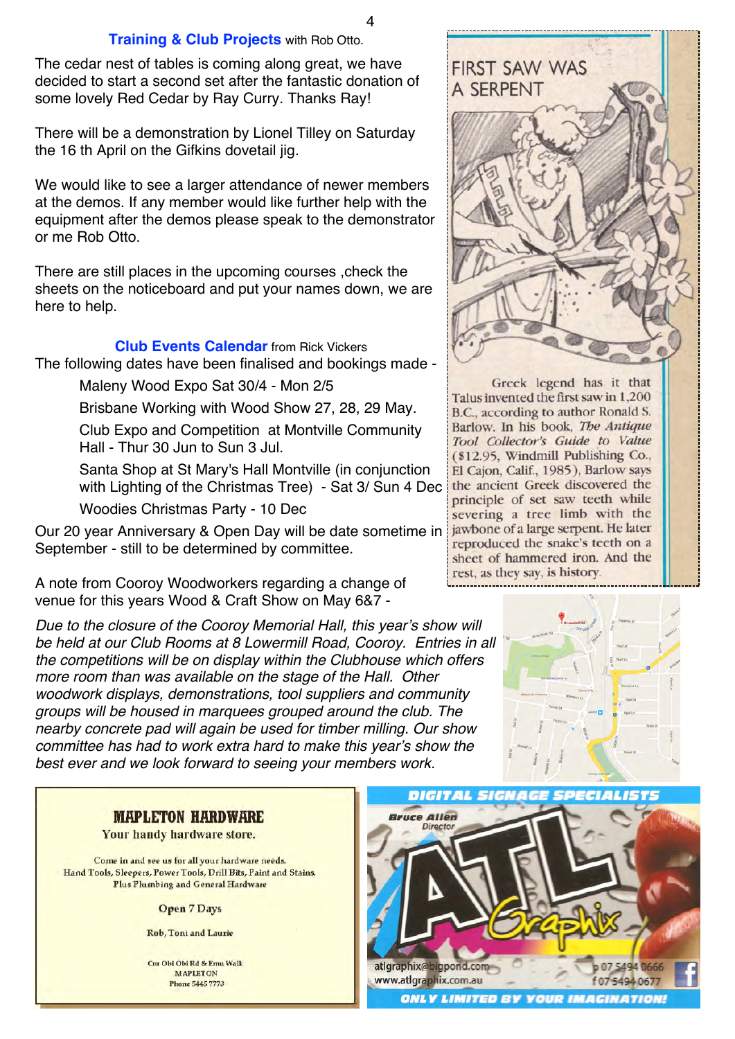## Training & Club Projects with Rob Otto.

The cedar nest of tables is coming along great, we have decided to start a second set after the fantastic donation of some lovely Red Cedar by Ray Curry. Thanks Ray!

There will be a demonstration by Lionel Tilley on Saturday the 16 th April on the Gifkins dovetail jig.

We would like to see a larger attendance of newer members at the demos. If any member would like further help with the equipment after the demos please speak to the demonstrator or me Rob Otto.

There are still places in the upcoming courses ,check the sheets on the noticeboard and put your names down, we are here to help.

## Club Events Calendar from Rick Vickers

The following dates have been finalised and bookings made -

- Maleny Wood Expo Sat 30/4 - Mon 2/5
- Brisbane Working with Wood Show 27, 28, 29 May.
- Club Expo and Competition at Montville Community Hall - Thur 30 Jun to Sun 3 Jul.
- Santa Shop at St Mary's Hall Montville (in conjunction with Lighting of the Christmas Tree) - Sat 3/ Sun 4 Dec
- Woodies Christmas Party - 10 Dec

Our 20 year Anniversary & Open Day will be date sometime in September - still to be determined by committee.

A note from Cooroy Woodworkers regarding a change of venue for this years Wood & Craft Show on May 6&7 -

*Due to the closure of the Cooroy Memorial Hall, this year's show will be held at our Club Rooms at 8 Lowermill Road, Cooroy. Entries in all the competitions will be on display within the Clubhouse which offers more room than was available on the stage of the Hall. Other woodwork displays, demonstrations, tool suppliers and community groups will be housed in marquees grouped around the club. The nearby concrete pad will again be used for timber milling. Our show committee has had to work extra hard to make this year's show the best ever and we look forward to seeing your members work.*

### FIRST SAW WAS A SERPENT

Greek legend has it that Talus invented the first saw in 1,200 B.C., according to author Ronald S. Barlow. In his book, *The Antique Tool Collector's Guide to Value* ($12.95, Windmill Publishing Co., El Cajon, Calif., 1985), Barlow says the ancient Greek discovered the principle of set saw teeth while severing a tree limb with the jawbone of a large serpent. He later reproduced the snake's teeth on a sheet of hammered iron. And the rest, as they say, is history.

---

**MAPLETON HARDWARE**
Your handy hardware store.

Come in and see us for all your hardware needs.
Hand Tools, Sleepers, Power Tools, Drill Bits, Paint and Stains.
Plus Plumbing and General Hardware

Open 7 Days

Rob, Toni and Laurie

Cnr Obi Obi Rd & Emu Walk
MAPLETON
Phone 5445 7773

---

**DIGITAL SIGNAGE SPECIALISTS**

Bruce Allen
Director

ATL Graphix

atlgraphix@bigpond.com
www.atlgraphix.com.au
p 07 5494 0666
f 07 5494 0677

ONLY LIMITED BY YOUR IMAGINATION!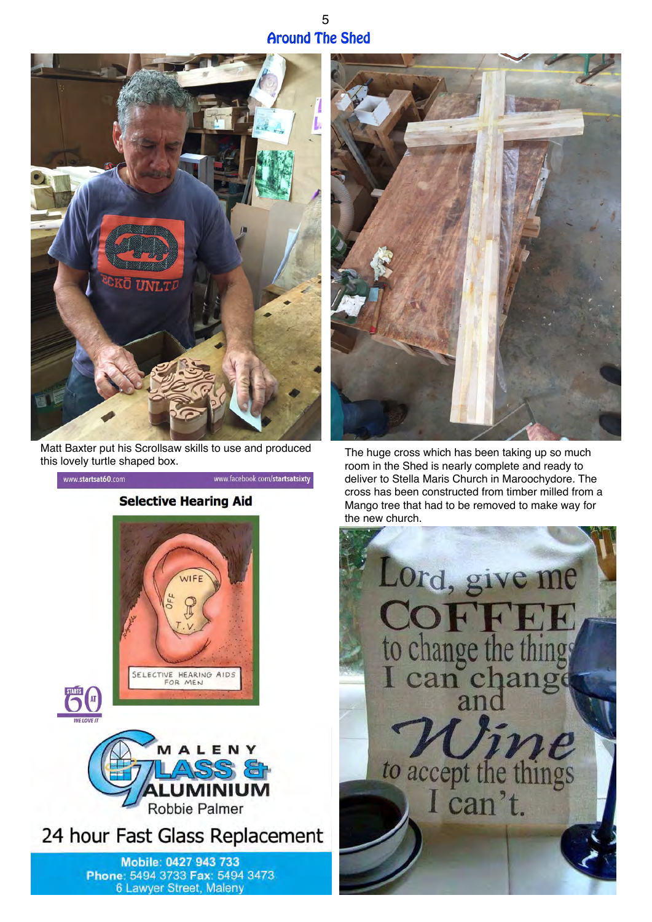## Around The Shed

Matt Baxter put his Scrollsaw skills to use and produced this lovely turtle shaped box.

The huge cross which has been taking up so much room in the Shed is nearly complete and ready to deliver to Stella Maris Church in Maroochydore. The cross has been constructed from timber milled from a Mango tree that had to be removed to make way for the new church.

www.startsat60.com www.facebook.com/startsatsixty

**Selective Hearing Aid**

WIFE
OFF
T.V.

SELECTIVE HEARING AIDS FOR MEN

STARTS AT 60 WE LOVE IT

MALENY GLASS & ALUMINIUM
Robbie Palmer

24 hour Fast Glass Replacement

**Mobile: 0427 943 733**
**Phone:** 5494 3733 **Fax:** 5494 3473
6 Lawyer Street, Maleny

Lord, give me COFFEE to change the things I can change and Wine to accept the things I can't.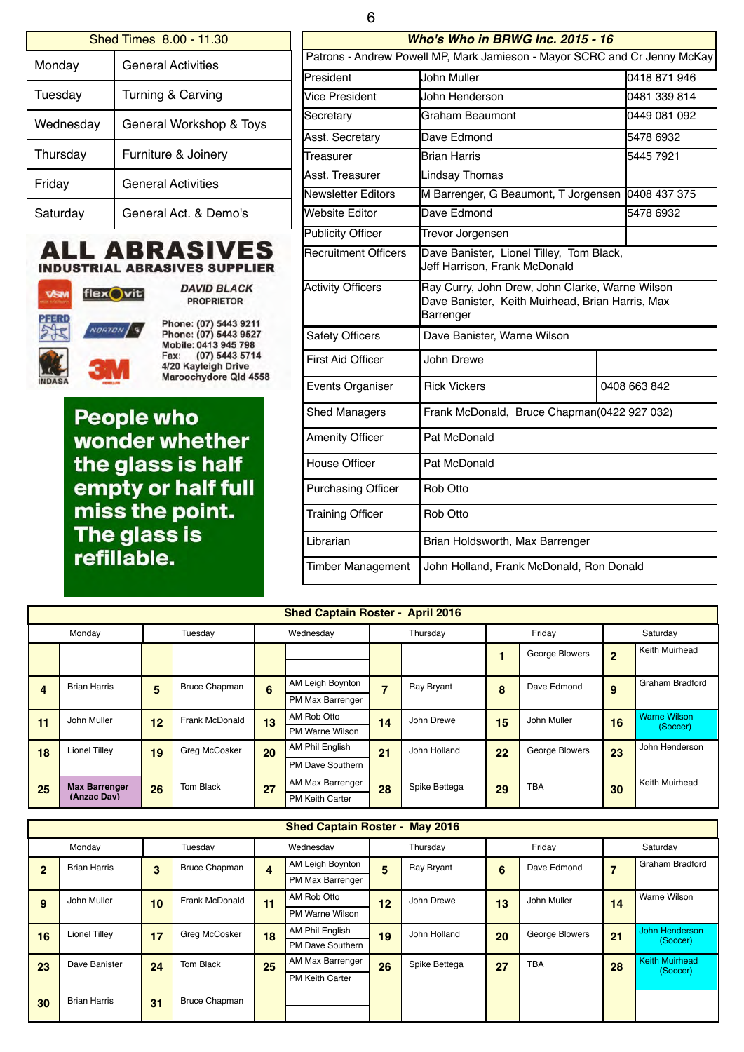| Shed Times 8.00 - 11.30 | |
|---|---|
| Monday | General Activities |
| Tuesday | Turning & Carving |
| Wednesday | General Workshop & Toys |
| Thursday | Furniture & Joinery |
| Friday | General Activities |
| Saturday | General Act. & Demo's |

**ALL ABRASIVES**
**INDUSTRIAL ABRASIVES SUPPLIER**

VSM flexovit PFERD NORTON INDASA 3M

*DAVID BLACK*
PROPRIETOR

Phone: (07) 5443 9211
Phone: (07) 5443 9527
Mobile: 0413 945 798
Fax: (07) 5443 5714
4/20 Kayleigh Drive
Maroochydore Qld 4558

**People who wonder whether the glass is half empty or half full miss the point. The glass is refillable.**

## *Who's Who in BRWG Inc. 2015 - 16*

Patrons - Andrew Powell MP, Mark Jamieson - Mayor SCRC and Cr Jenny McKay

| | | |
|---|---|---|
| President | John Muller | 0418 871 946 |
| Vice President | John Henderson | 0481 339 814 |
| Secretary | Graham Beaumont | 0449 081 092 |
| Asst. Secretary | Dave Edmond | 5478 6932 |
| Treasurer | Brian Harris | 5445 7921 |
| Asst. Treasurer | Lindsay Thomas | |
| Newsletter Editors | M Barrenger, G Beaumont, T Jorgensen | 0408 437 375 |
| Website Editor | Dave Edmond | 5478 6932 |
| Publicity Officer | Trevor Jorgensen | |
| Recruitment Officers | Dave Banister, Lionel Tilley, Tom Black, Jeff Harrison, Frank McDonald | |
| Activity Officers | Ray Curry, John Drew, John Clarke, Warne Wilson Dave Banister, Keith Muirhead, Brian Harris, Max Barrenger | |
| Safety Officers | Dave Banister, Warne Wilson | |
| First Aid Officer | John Drewe | |
| Events Organiser | Rick Vickers | 0408 663 842 |
| Shed Managers | Frank McDonald, Bruce Chapman(0422 927 032) | |
| Amenity Officer | Pat McDonald | |
| House Officer | Pat McDonald | |
| Purchasing Officer | Rob Otto | |
| Training Officer | Rob Otto | |
| Librarian | Brian Holdsworth, Max Barrenger | |
| Timber Management | John Holland, Frank McDonald, Ron Donald | |

## Shed Captain Roster - April 2016

| Monday | | Tuesday | | Wednesday | | Thursday | | Friday | | Saturday | |
|---|---|---|---|---|---|---|---|---|---|---|---|
| | | | | | | | | 1 | George Blowers | 2 | Keith Muirhead |
| 4 | Brian Harris | 5 | Bruce Chapman | 6 | AM Leigh Boynton / PM Max Barrenger | 7 | Ray Bryant | 8 | Dave Edmond | 9 | Graham Bradford |
| 11 | John Muller | 12 | Frank McDonald | 13 | AM Rob Otto / PM Warne Wilson | 14 | John Drewe | 15 | John Muller | 16 | Warne Wilson (Soccer) |
| 18 | Lionel Tilley | 19 | Greg McCosker | 20 | AM Phil English / PM Dave Southern | 21 | John Holland | 22 | George Blowers | 23 | John Henderson |
| 25 | **Max Barrenger (Anzac Day)** | 26 | Tom Black | 27 | AM Max Barrenger / PM Keith Carter | 28 | Spike Bettega | 29 | TBA | 30 | Keith Muirhead |

## Shed Captain Roster - May 2016

| Monday | | Tuesday | | Wednesday | | Thursday | | Friday | | Saturday | |
|---|---|---|---|---|---|---|---|---|---|---|---|
| 2 | Brian Harris | 3 | Bruce Chapman | 4 | AM Leigh Boynton / PM Max Barrenger | 5 | Ray Bryant | 6 | Dave Edmond | 7 | Graham Bradford |
| 9 | John Muller | 10 | Frank McDonald | 11 | AM Rob Otto / PM Warne Wilson | 12 | John Drewe | 13 | John Muller | 14 | Warne Wilson |
| 16 | Lionel Tilley | 17 | Greg McCosker | 18 | AM Phil English / PM Dave Southern | 19 | John Holland | 20 | George Blowers | 21 | John Henderson (Soccer) |
| 23 | Dave Banister | 24 | Tom Black | 25 | AM Max Barrenger / PM Keith Carter | 26 | Spike Bettega | 27 | TBA | 28 | Keith Muirhead (Soccer) |
| 30 | Brian Harris | 31 | Bruce Chapman | | | | | | | | |